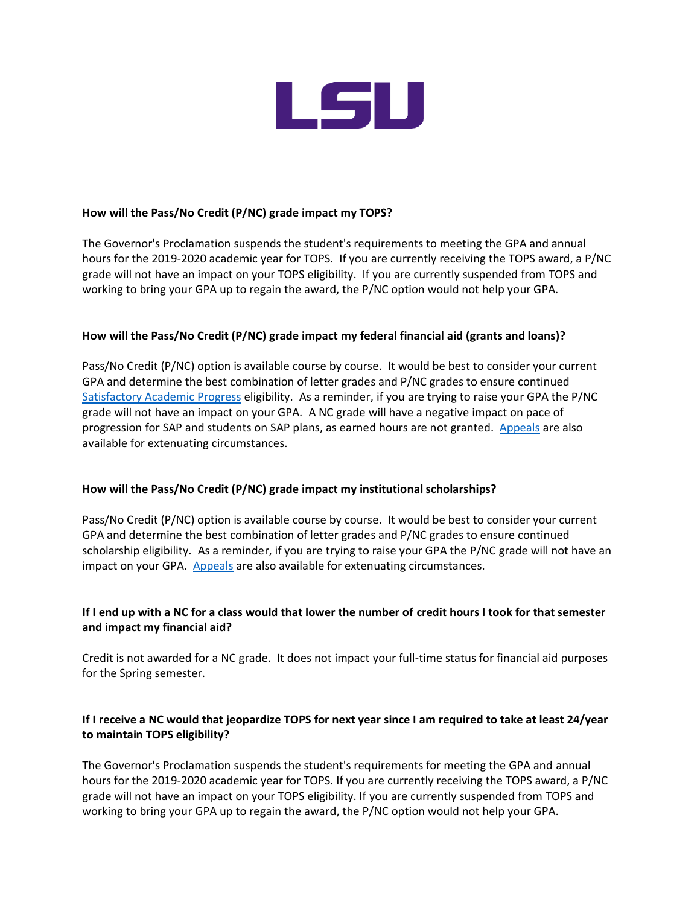LSU

**How will the Pass/No Credit (P/NC) grade impact my TOPS?**

The Governor's Proclamation suspends the student's requirements to meeting the GPA and annual hours for the 2019-2020 academic year for TOPS. If you are currently receiving the TOPS award, a P/NC grade will not have an impact on your TOPS eligibility. If you are currently suspended from TOPS and working to bring your GPA up to regain the award, the P/NC option would not help your GPA.

**How will the Pass/No Credit (P/NC) grade impact my federal financial aid (grants and loans)?**

Pass/No Credit (P/NC) option is available course by course. It would be best to consider your current GPA and determine the best combination of letter grades and P/NC grades to ensure continued Satisfactory Academic Progress eligibility. As a reminder, if you are trying to raise your GPA the P/NC grade will not have an impact on your GPA. A NC grade will have a negative impact on pace of progression for SAP and students on SAP plans, as earned hours are not granted. Appeals are also available for extenuating circumstances.

**How will the Pass/No Credit (P/NC) grade impact my institutional scholarships?**

Pass/No Credit (P/NC) option is available course by course. It would be best to consider your current GPA and determine the best combination of letter grades and P/NC grades to ensure continued scholarship eligibility. As a reminder, if you are trying to raise your GPA the P/NC grade will not have an impact on your GPA. Appeals are also available for extenuating circumstances.

**If I end up with a NC for a class would that lower the number of credit hours I took for that semester and impact my financial aid?**

Credit is not awarded for a NC grade. It does not impact your full-time status for financial aid purposes for the Spring semester.

**If I receive a NC would that jeopardize TOPS for next year since I am required to take at least 24/year to maintain TOPS eligibility?**

The Governor's Proclamation suspends the student's requirements for meeting the GPA and annual hours for the 2019-2020 academic year for TOPS. If you are currently receiving the TOPS award, a P/NC grade will not have an impact on your TOPS eligibility. If you are currently suspended from TOPS and working to bring your GPA up to regain the award, the P/NC option would not help your GPA.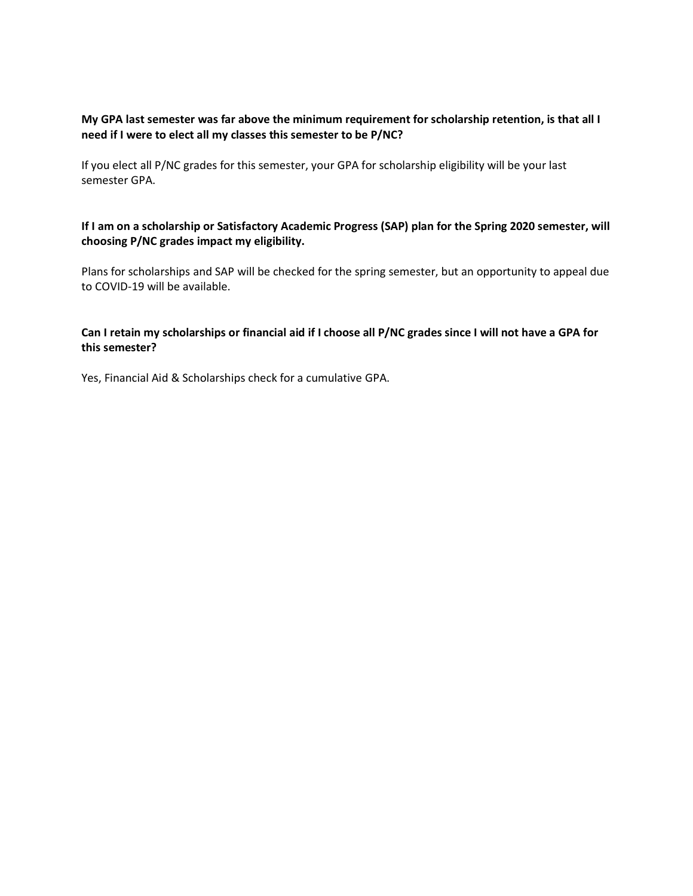**My GPA last semester was far above the minimum requirement for scholarship retention, is that all I need if I were to elect all my classes this semester to be P/NC?**

If you elect all P/NC grades for this semester, your GPA for scholarship eligibility will be your last semester GPA.

**If I am on a scholarship or Satisfactory Academic Progress (SAP) plan for the Spring 2020 semester, will choosing P/NC grades impact my eligibility.**

Plans for scholarships and SAP will be checked for the spring semester, but an opportunity to appeal due to COVID-19 will be available.

**Can I retain my scholarships or financial aid if I choose all P/NC grades since I will not have a GPA for this semester?**

Yes, Financial Aid & Scholarships check for a cumulative GPA.